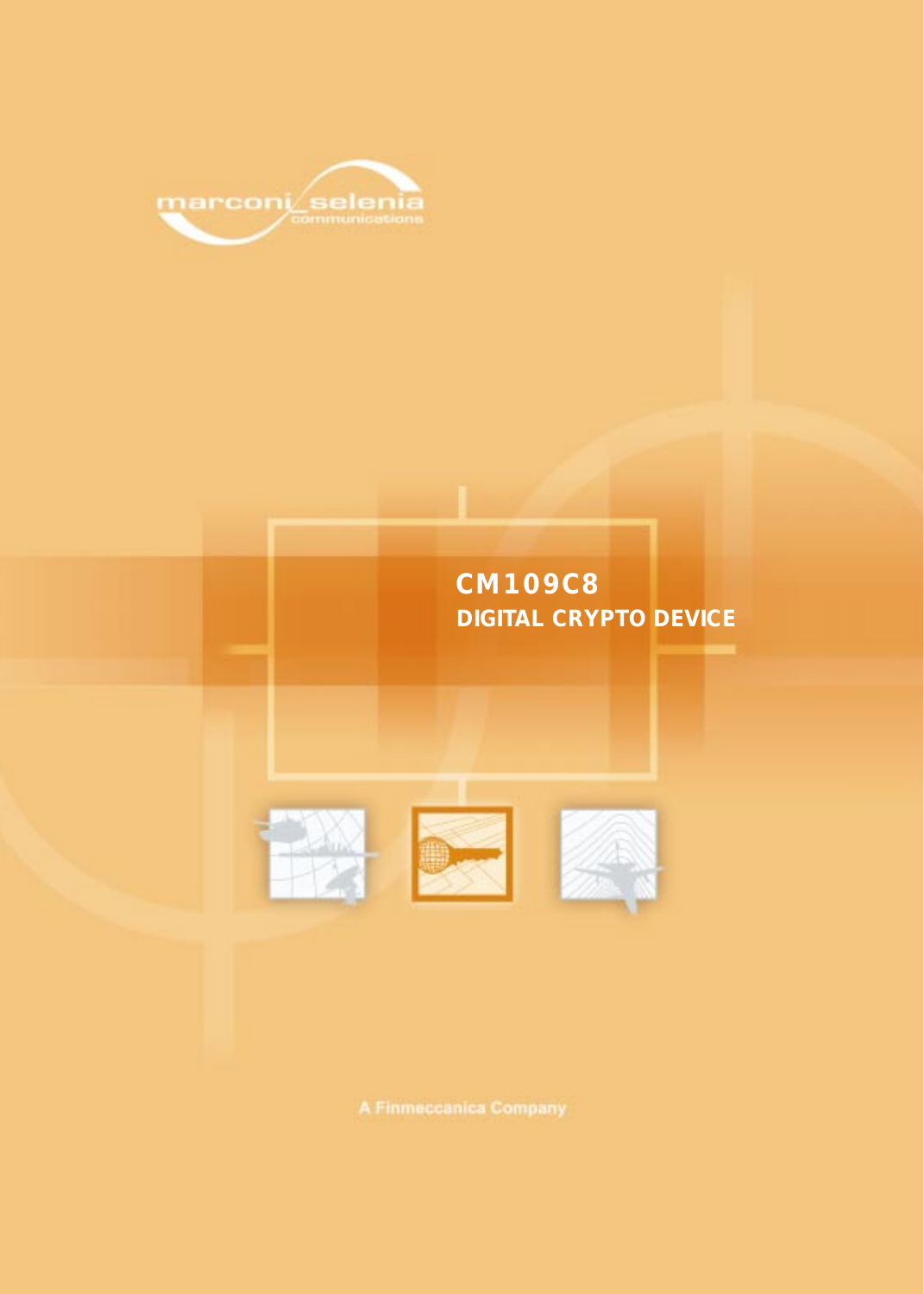marconi selenia communications

# CM109C8

## DIGITAL CRYPTO DEVICE

A Finmeccanica Company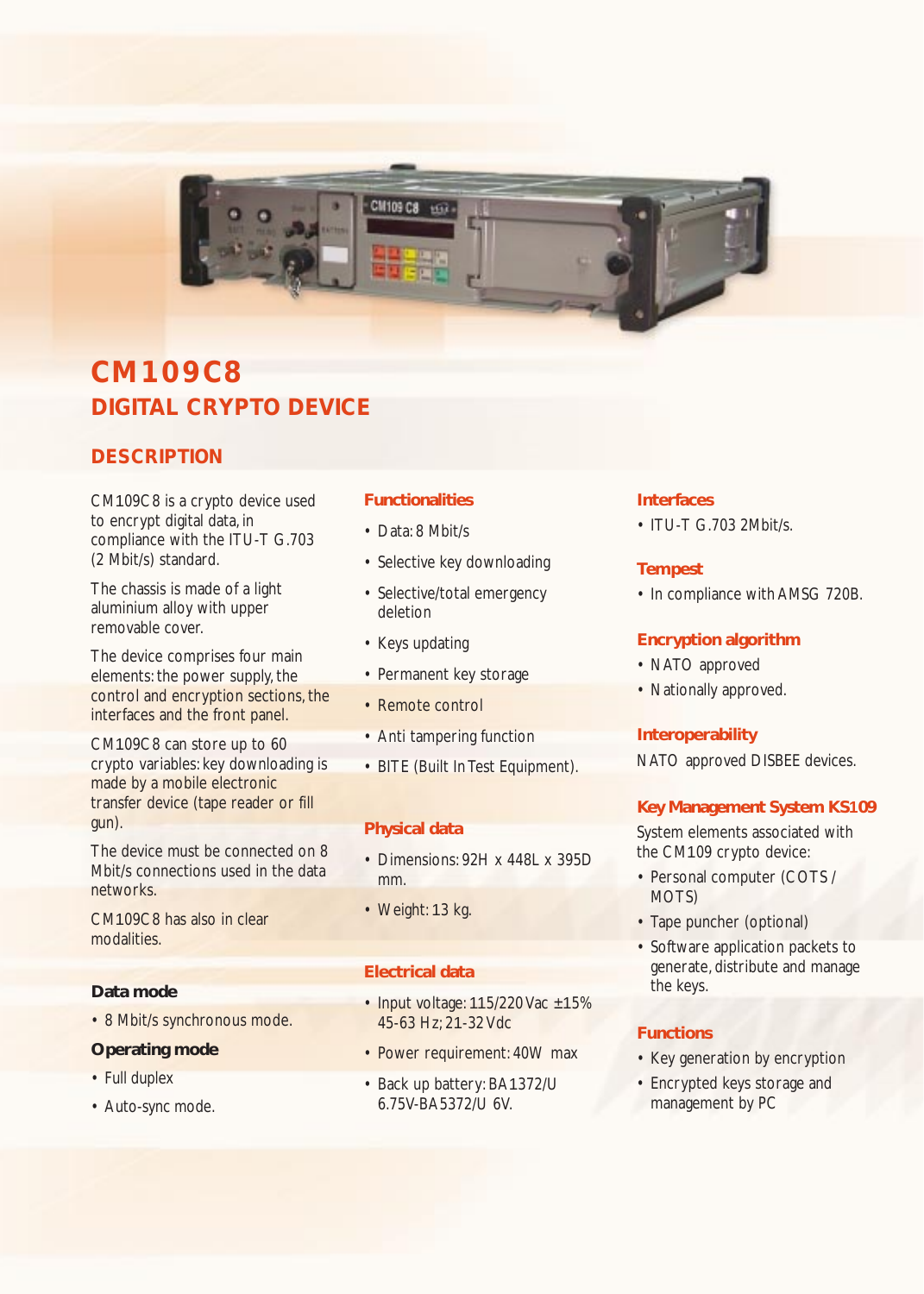# CM109C8

## DIGITAL CRYPTO DEVICE

## DESCRIPTION

CM109C8 is a crypto device used to encrypt digital data, in compliance with the ITU-T G.703 (2 Mbit/s) standard.

The chassis is made of a light aluminium alloy with upper removable cover.

The device comprises four main elements: the power supply, the control and encryption sections, the interfaces and the front panel.

CM109C8 can store up to 60 crypto variables: key downloading is made by a mobile electronic transfer device (tape reader or fill gun).

The device must be connected on 8 Mbit/s connections used in the data networks.

CM109C8 has also in clear modalities.

### Data mode

- 8 Mbit/s synchronous mode.

### Operating mode

- Full duplex
- Auto-sync mode.

### Functionalities

- Data: 8 Mbit/s
- Selective key downloading
- Selective/total emergency deletion
- Keys updating
- Permanent key storage
- Remote control
- Anti tampering function
- BITE (Built In Test Equipment).

### Physical data

- Dimensions: 92H x 448L x 395D mm.
- Weight: 13 kg.

### Electrical data

- Input voltage: 115/220 Vac ±15% 45-63 Hz; 21-32 Vdc
- Power requirement: 40W max
- Back up battery: BA1372/U 6.75V-BA5372/U 6V.

### Interfaces

- ITU-T G.703 2Mbit/s.

### Tempest

- In compliance with AMSG 720B.

### Encryption algorithm

- NATO approved
- Nationally approved.

### Interoperability

NATO approved DISBEE devices.

### Key Management System KS109

System elements associated with the CM109 crypto device:

- Personal computer (COTS / MOTS)
- Tape puncher (optional)
- Software application packets to generate, distribute and manage the keys.

### Functions

- Key generation by encryption
- Encrypted keys storage and management by PC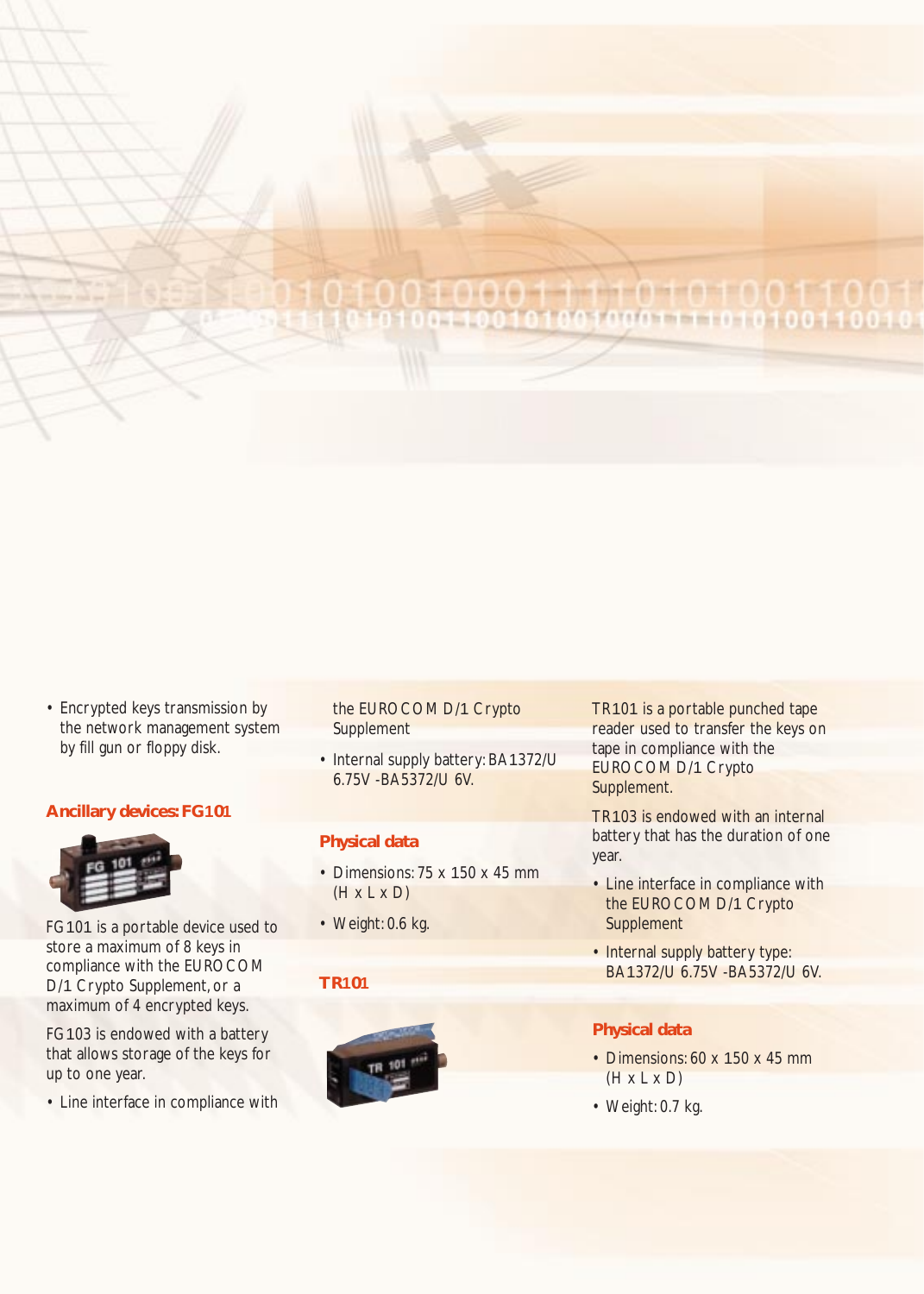- Encrypted keys transmission by the network management system by fill gun or floppy disk.

## Ancillary devices: FG101

FG101 is a portable device used to store a maximum of 8 keys in compliance with the EUROCOM D/1 Crypto Supplement, or a maximum of 4 encrypted keys.

FG103 is endowed with a battery that allows storage of the keys for up to one year.

- Line interface in compliance with the EUROCOM D/1 Crypto Supplement
- Internal supply battery: BA1372/U 6.75V -BA5372/U 6V.

## Physical data

- Dimensions: 75 x 150 x 45 mm (H x L x D)
- Weight: 0.6 kg.

## TR101

TR101 is a portable punched tape reader used to transfer the keys on tape in compliance with the EUROCOM D/1 Crypto Supplement.

TR103 is endowed with an internal battery that has the duration of one year.

- Line interface in compliance with the EUROCOM D/1 Crypto Supplement
- Internal supply battery type: BA1372/U 6.75V -BA5372/U 6V.

## Physical data

- Dimensions: 60 x 150 x 45 mm (H x L x D)
- Weight: 0.7 kg.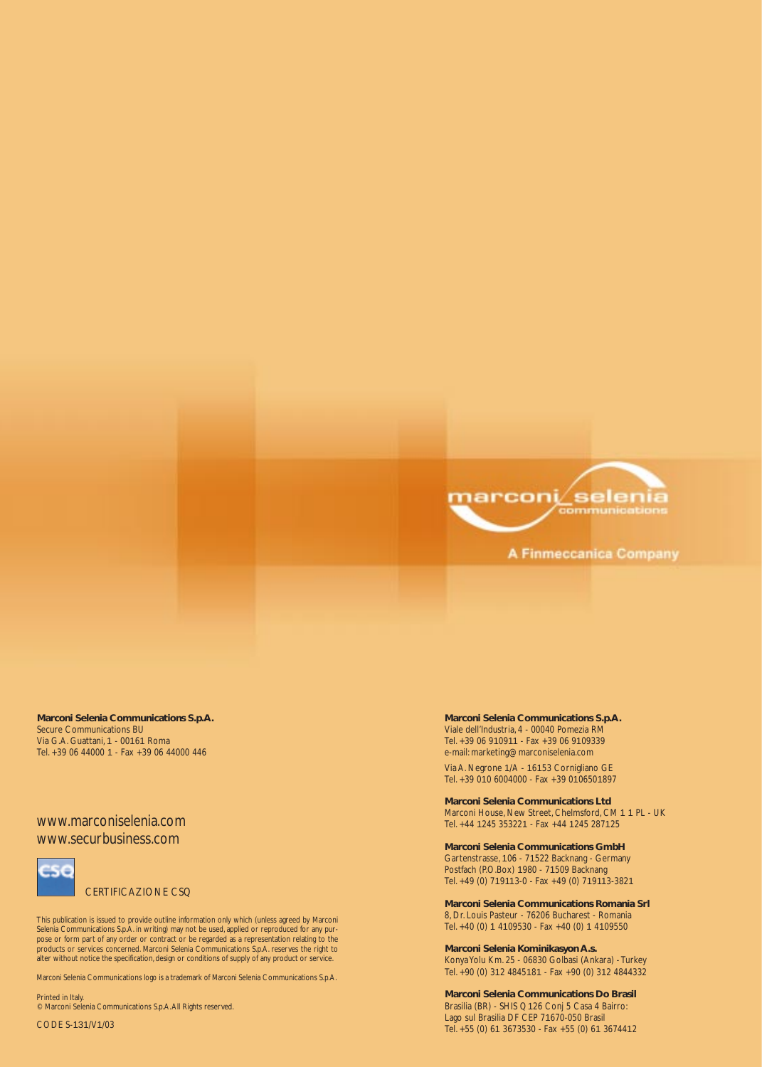marconi selenia communications

A Finmeccanica Company

**Marconi Selenia Communications S.p.A.**
Secure Communications BU
Via G.A. Guattani, 1 - 00161 Roma
Tel. +39 06 44000 1 - Fax +39 06 44000 446

www.marconiselenia.com
www.securbusiness.com

CERTIFICAZIONE CSQ

This publication is issued to provide outline information only which (unless agreed by Marconi Selenia Communications S.p.A. in writing) may not be used, applied or reproduced for any purpose or form part of any order or contract or be regarded as a representation relating to the products or services concerned. Marconi Selenia Communications S.p.A. reserves the right to alter without notice the specification, design or conditions of supply of any product or service.

Marconi Selenia Communications logo is a trademark of Marconi Selenia Communications S.p.A.

Printed in Italy.
© Marconi Selenia Communications S.p.A. All Rights reserved.

CODE S-131/V1/03

**Marconi Selenia Communications S.p.A.**
Viale dell'Industria, 4 - 00040 Pomezia RM
Tel. +39 06 910911 - Fax +39 06 9109339
e-mail: marketing@marconiselenia.com

Via A. Negrone 1/A - 16153 Cornigliano GE
Tel. +39 010 6004000 - Fax +39 0106501897

**Marconi Selenia Communications Ltd**
Marconi House, New Street, Chelmsford, CM 1 1 PL - UK
Tel. +44 1245 353221 - Fax +44 1245 287125

**Marconi Selenia Communications GmbH**
Gartenstrasse, 106 - 71522 Backnang - Germany
Postfach (P.O.Box) 1980 - 71509 Backnang
Tel. +49 (0) 719113-0 - Fax +49 (0) 719113-3821

**Marconi Selenia Communications Romania Srl**
8, Dr. Louis Pasteur - 76206 Bucharest - Romania
Tel. +40 (0) 1 4109530 - Fax +40 (0) 1 4109550

**Marconi Selenia Kominikasyon A.s.**
Konya Yolu Km. 25 - 06830 Golbasi (Ankara) - Turkey
Tel. +90 (0) 312 4845181 - Fax +90 (0) 312 4844332

**Marconi Selenia Communications Do Brasil**
Brasilia (BR) - SHIS Q 126 Conj 5 Casa 4 Bairro:
Lago sul Brasilia DF CEP 71670-050 Brasil
Tel. +55 (0) 61 3673530 - Fax +55 (0) 61 3674412